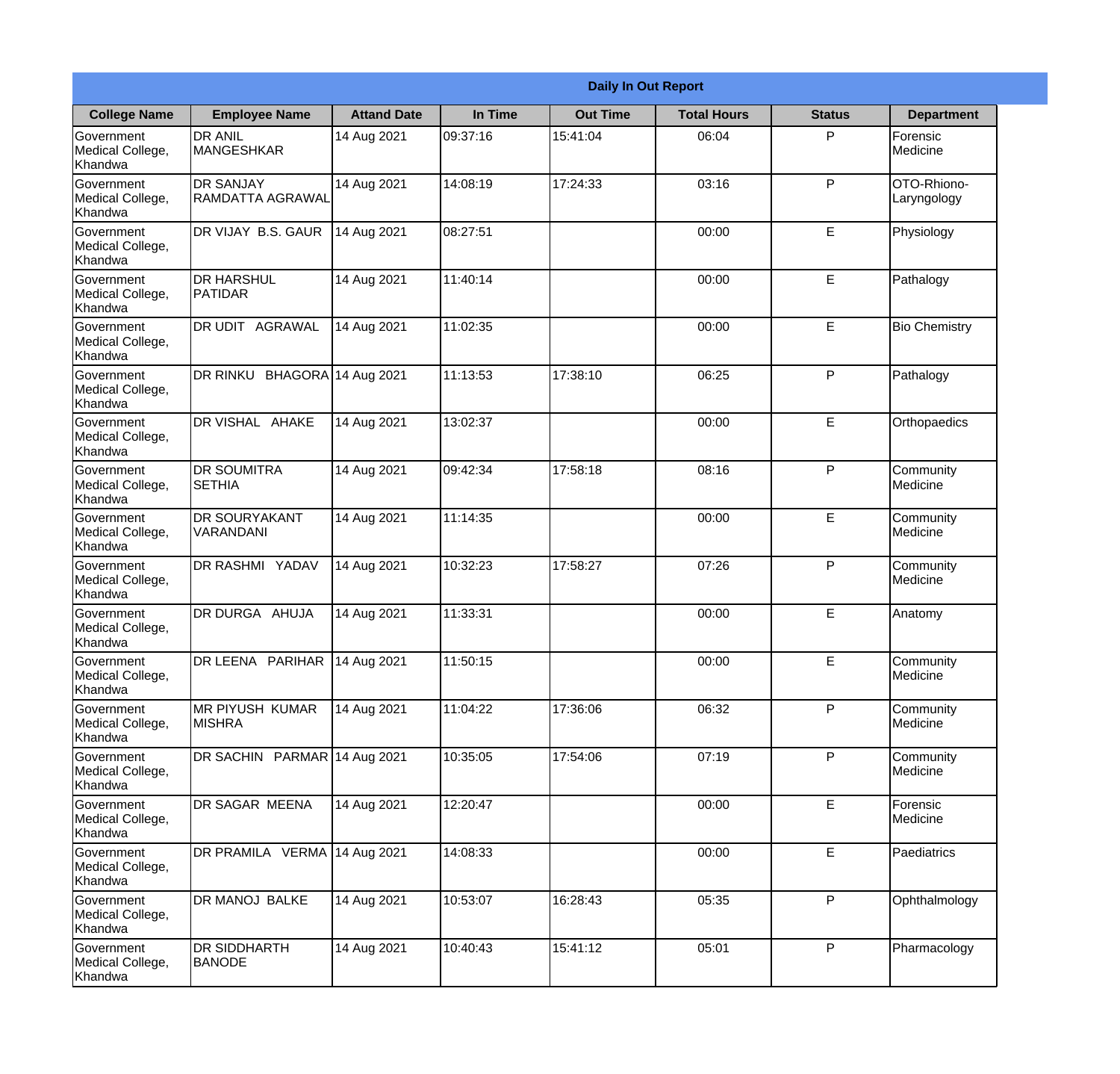| Daily In Out Report | | | | | | | |
|---|---|---|---|---|---|---|---|
| **College Name** | **Employee Name** | **Attand Date** | **In Time** | **Out Time** | **Total Hours** | **Status** | **Department** |
| Government Medical College, Khandwa | DR ANIL MANGESHKAR | 14 Aug 2021 | 09:37:16 | 15:41:04 | 06:04 | P | Forensic Medicine |
| Government Medical College, Khandwa | DR SANJAY RAMDATTA AGRAWAL | 14 Aug 2021 | 14:08:19 | 17:24:33 | 03:16 | P | OTO-Rhiono-Laryngology |
| Government Medical College, Khandwa | DR VIJAY B.S. GAUR | 14 Aug 2021 | 08:27:51 | | 00:00 | E | Physiology |
| Government Medical College, Khandwa | DR HARSHUL PATIDAR | 14 Aug 2021 | 11:40:14 | | 00:00 | E | Pathalogy |
| Government Medical College, Khandwa | DR UDIT AGRAWAL | 14 Aug 2021 | 11:02:35 | | 00:00 | E | Bio Chemistry |
| Government Medical College, Khandwa | DR RINKU BHAGORA | 14 Aug 2021 | 11:13:53 | 17:38:10 | 06:25 | P | Pathalogy |
| Government Medical College, Khandwa | DR VISHAL AHAKE | 14 Aug 2021 | 13:02:37 | | 00:00 | E | Orthopaedics |
| Government Medical College, Khandwa | DR SOUMITRA SETHIA | 14 Aug 2021 | 09:42:34 | 17:58:18 | 08:16 | P | Community Medicine |
| Government Medical College, Khandwa | DR SOURYAKANT VARANDANI | 14 Aug 2021 | 11:14:35 | | 00:00 | E | Community Medicine |
| Government Medical College, Khandwa | DR RASHMI YADAV | 14 Aug 2021 | 10:32:23 | 17:58:27 | 07:26 | P | Community Medicine |
| Government Medical College, Khandwa | DR DURGA AHUJA | 14 Aug 2021 | 11:33:31 | | 00:00 | E | Anatomy |
| Government Medical College, Khandwa | DR LEENA PARIHAR | 14 Aug 2021 | 11:50:15 | | 00:00 | E | Community Medicine |
| Government Medical College, Khandwa | MR PIYUSH KUMAR MISHRA | 14 Aug 2021 | 11:04:22 | 17:36:06 | 06:32 | P | Community Medicine |
| Government Medical College, Khandwa | DR SACHIN PARMAR | 14 Aug 2021 | 10:35:05 | 17:54:06 | 07:19 | P | Community Medicine |
| Government Medical College, Khandwa | DR SAGAR MEENA | 14 Aug 2021 | 12:20:47 | | 00:00 | E | Forensic Medicine |
| Government Medical College, Khandwa | DR PRAMILA VERMA | 14 Aug 2021 | 14:08:33 | | 00:00 | E | Paediatrics |
| Government Medical College, Khandwa | DR MANOJ BALKE | 14 Aug 2021 | 10:53:07 | 16:28:43 | 05:35 | P | Ophthalmology |
| Government Medical College, Khandwa | DR SIDDHARTH BANODE | 14 Aug 2021 | 10:40:43 | 15:41:12 | 05:01 | P | Pharmacology |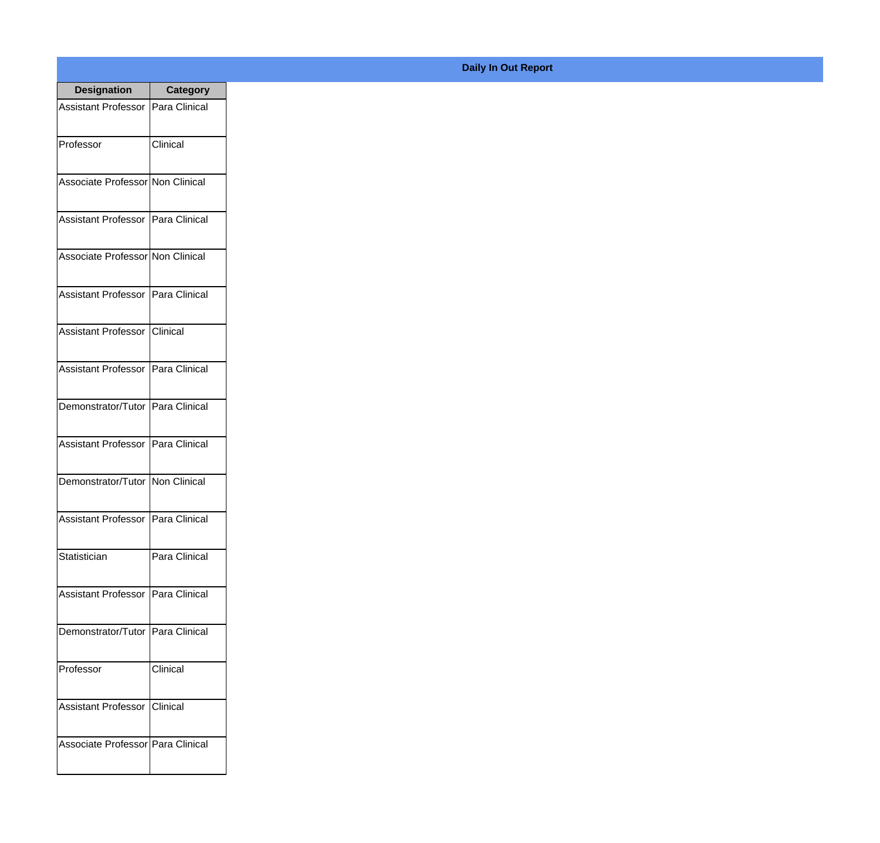**Daily In Out Report**

| Designation | Category |
| --- | --- |
| Assistant Professor | Para Clinical |
| Professor | Clinical |
| Associate Professor | Non Clinical |
| Assistant Professor | Para Clinical |
| Associate Professor | Non Clinical |
| Assistant Professor | Para Clinical |
| Assistant Professor | Clinical |
| Assistant Professor | Para Clinical |
| Demonstrator/Tutor | Para Clinical |
| Assistant Professor | Para Clinical |
| Demonstrator/Tutor | Non Clinical |
| Assistant Professor | Para Clinical |
| Statistician | Para Clinical |
| Assistant Professor | Para Clinical |
| Demonstrator/Tutor | Para Clinical |
| Professor | Clinical |
| Assistant Professor | Clinical |
| Associate Professor | Para Clinical |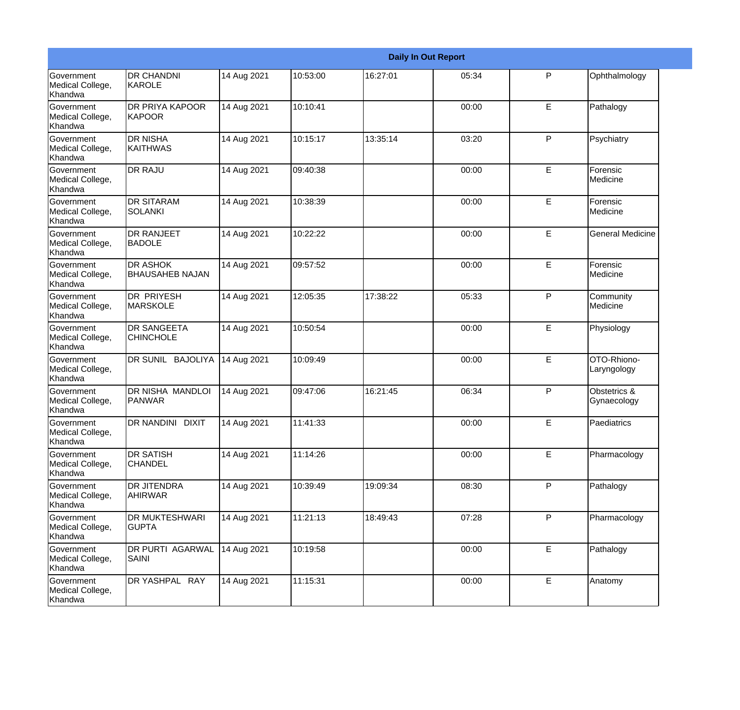| Daily In Out Report | | | | | | | |
|---|---|---|---|---|---|---|---|
| Government Medical College, Khandwa | DR CHANDNI KAROLE | 14 Aug 2021 | 10:53:00 | 16:27:01 | 05:34 | P | Ophthalmology |
| Government Medical College, Khandwa | DR PRIYA KAPOOR KAPOOR | 14 Aug 2021 | 10:10:41 | | 00:00 | E | Pathalogy |
| Government Medical College, Khandwa | DR NISHA KAITHWAS | 14 Aug 2021 | 10:15:17 | 13:35:14 | 03:20 | P | Psychiatry |
| Government Medical College, Khandwa | DR RAJU | 14 Aug 2021 | 09:40:38 | | 00:00 | E | Forensic Medicine |
| Government Medical College, Khandwa | DR SITARAM SOLANKI | 14 Aug 2021 | 10:38:39 | | 00:00 | E | Forensic Medicine |
| Government Medical College, Khandwa | DR RANJEET BADOLE | 14 Aug 2021 | 10:22:22 | | 00:00 | E | General Medicine |
| Government Medical College, Khandwa | DR ASHOK BHAUSAHEB NAJAN | 14 Aug 2021 | 09:57:52 | | 00:00 | E | Forensic Medicine |
| Government Medical College, Khandwa | DR PRIYESH MARSKOLE | 14 Aug 2021 | 12:05:35 | 17:38:22 | 05:33 | P | Community Medicine |
| Government Medical College, Khandwa | DR SANGEETA CHINCHOLE | 14 Aug 2021 | 10:50:54 | | 00:00 | E | Physiology |
| Government Medical College, Khandwa | DR SUNIL BAJOLIYA | 14 Aug 2021 | 10:09:49 | | 00:00 | E | OTO-Rhiono-Laryngology |
| Government Medical College, Khandwa | DR NISHA MANDLOI PANWAR | 14 Aug 2021 | 09:47:06 | 16:21:45 | 06:34 | P | Obstetrics & Gynaecology |
| Government Medical College, Khandwa | DR NANDINI DIXIT | 14 Aug 2021 | 11:41:33 | | 00:00 | E | Paediatrics |
| Government Medical College, Khandwa | DR SATISH CHANDEL | 14 Aug 2021 | 11:14:26 | | 00:00 | E | Pharmacology |
| Government Medical College, Khandwa | DR JITENDRA AHIRWAR | 14 Aug 2021 | 10:39:49 | 19:09:34 | 08:30 | P | Pathalogy |
| Government Medical College, Khandwa | DR MUKTESHWARI GUPTA | 14 Aug 2021 | 11:21:13 | 18:49:43 | 07:28 | P | Pharmacology |
| Government Medical College, Khandwa | DR PURTI AGARWAL SAINI | 14 Aug 2021 | 10:19:58 | | 00:00 | E | Pathalogy |
| Government Medical College, Khandwa | DR YASHPAL RAY | 14 Aug 2021 | 11:15:31 | | 00:00 | E | Anatomy |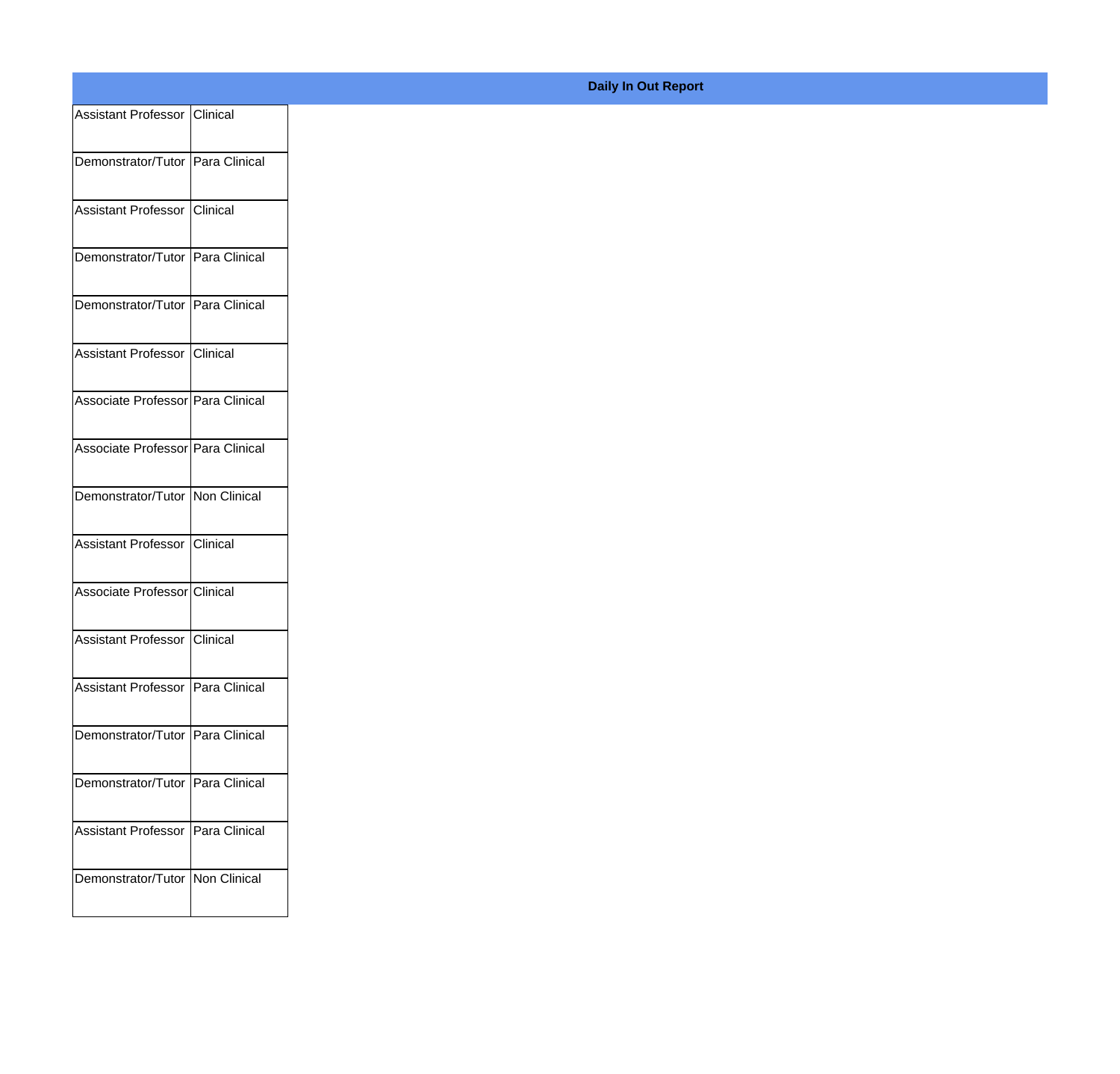**Daily In Out Report**

| | |
|---|---|
| Assistant Professor | Clinical |
| Demonstrator/Tutor | Para Clinical |
| Assistant Professor | Clinical |
| Demonstrator/Tutor | Para Clinical |
| Demonstrator/Tutor | Para Clinical |
| Assistant Professor | Clinical |
| Associate Professor | Para Clinical |
| Associate Professor | Para Clinical |
| Demonstrator/Tutor | Non Clinical |
| Assistant Professor | Clinical |
| Associate Professor | Clinical |
| Assistant Professor | Clinical |
| Assistant Professor | Para Clinical |
| Demonstrator/Tutor | Para Clinical |
| Demonstrator/Tutor | Para Clinical |
| Assistant Professor | Para Clinical |
| Demonstrator/Tutor | Non Clinical |